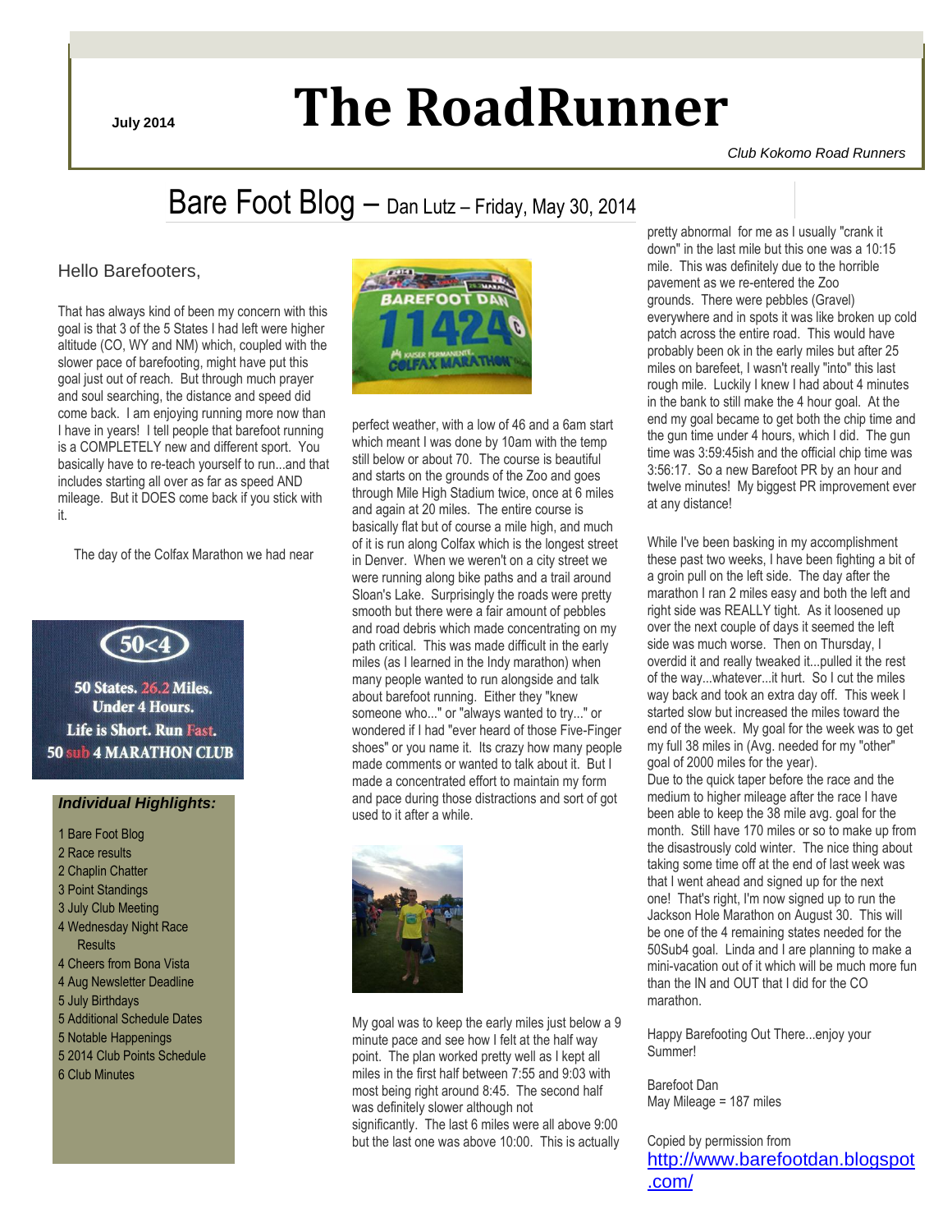July 2014

# The RoadRunner

*Club Kokomo Road Runners*

## Bare Foot Blog – Dan Lutz – Friday, May 30, 2014

Hello Barefooters,

That has always kind of been my concern with this goal is that 3 of the 5 States I had left were higher altitude (CO, WY and NM) which, coupled with the slower pace of barefooting, might have put this goal just out of reach. But through much prayer and soul searching, the distance and speed did come back. I am enjoying running more now than I have in years! I tell people that barefoot running is a COMPLETELY new and different sport. You basically have to re-teach yourself to run...and that includes starting all over as far as speed AND mileage. But it DOES come back if you stick with it.

The day of the Colfax Marathon we had near perfect weather, with a low of 46 and a 6am start which meant I was done by 10am with the temp still below or about 70. The course is beautiful and starts on the grounds of the Zoo and goes through Mile High Stadium twice, once at 6 miles and again at 20 miles. The entire course is basically flat but of course a mile high, and much of it is run along Colfax which is the longest street in Denver. When we weren't on a city street we were running along bike paths and a trail around Sloan's Lake. Surprisingly the roads were pretty smooth but there were a fair amount of pebbles and road debris which made concentrating on my path critical. This was made difficult in the early miles (as I learned in the Indy marathon) when many people wanted to run alongside and talk about barefoot running. Either they "knew someone who..." or "always wanted to try..." or wondered if I had "ever heard of those Five-Finger shoes" or you name it. Its crazy how many people made comments or wanted to talk about it. But I made a concentrated effort to maintain my form and pace during those distractions and sort of got used to it after a while.

My goal was to keep the early miles just below a 9 minute pace and see how I felt at the half way point. The plan worked pretty well as I kept all miles in the first half between 7:55 and 9:03 with most being right around 8:45. The second half was definitely slower although not significantly. The last 6 miles were all above 9:00 but the last one was above 10:00. This is actually pretty abnormal for me as I usually "crank it down" in the last mile but this one was a 10:15 mile. This was definitely due to the horrible pavement as we re-entered the Zoo grounds. There were pebbles (Gravel) everywhere and in spots it was like broken up cold patch across the entire road. This would have probably been ok in the early miles but after 25 miles on barefeet, I wasn't really "into" this last rough mile. Luckily I knew I had about 4 minutes in the bank to still make the 4 hour goal. At the end my goal became to get both the chip time and the gun time under 4 hours, which I did. The gun time was 3:59:45ish and the official chip time was 3:56:17. So a new Barefoot PR by an hour and twelve minutes! My biggest PR improvement ever at any distance!

While I've been basking in my accomplishment these past two weeks, I have been fighting a bit of a groin pull on the left side. The day after the marathon I ran 2 miles easy and both the left and right side was REALLY tight. As it loosened up over the next couple of days it seemed the left side was much worse. Then on Thursday, I overdid it and really tweaked it...pulled it the rest of the way...whatever...it hurt. So I cut the miles way back and took an extra day off. This week I started slow but increased the miles toward the end of the week. My goal for the week was to get my full 38 miles in (Avg. needed for my "other" goal of 2000 miles for the year).
Due to the quick taper before the race and the medium to higher mileage after the race I have been able to keep the 38 mile avg. goal for the month. Still have 170 miles or so to make up from the disastrously cold winter. The nice thing about taking some time off at the end of last week was that I went ahead and signed up for the next one! That's right, I'm now signed up to run the Jackson Hole Marathon on August 30. This will be one of the 4 remaining states needed for the 50Sub4 goal. Linda and I are planning to make a mini-vacation out of it which will be much more fun than the IN and OUT that I did for the CO marathon.

Happy Barefooting Out There...enjoy your Summer!

Barefoot Dan
May Mileage = 187 miles

Copied by permission from
http://www.barefootdan.blogspot.com/

50<4
50 States. 26.2 Miles. Under 4 Hours. Life is Short. Run Fast.
50 sub 4 MARATHON CLUB

### *Individual Highlights:*

1 Bare Foot Blog
2 Race results
2 Chaplin Chatter
3 Point Standings
3 July Club Meeting
4 Wednesday Night Race Results
4 Cheers from Bona Vista
4 Aug Newsletter Deadline
5 July Birthdays
5 Additional Schedule Dates
5 Notable Happenings
5 2014 Club Points Schedule
6 Club Minutes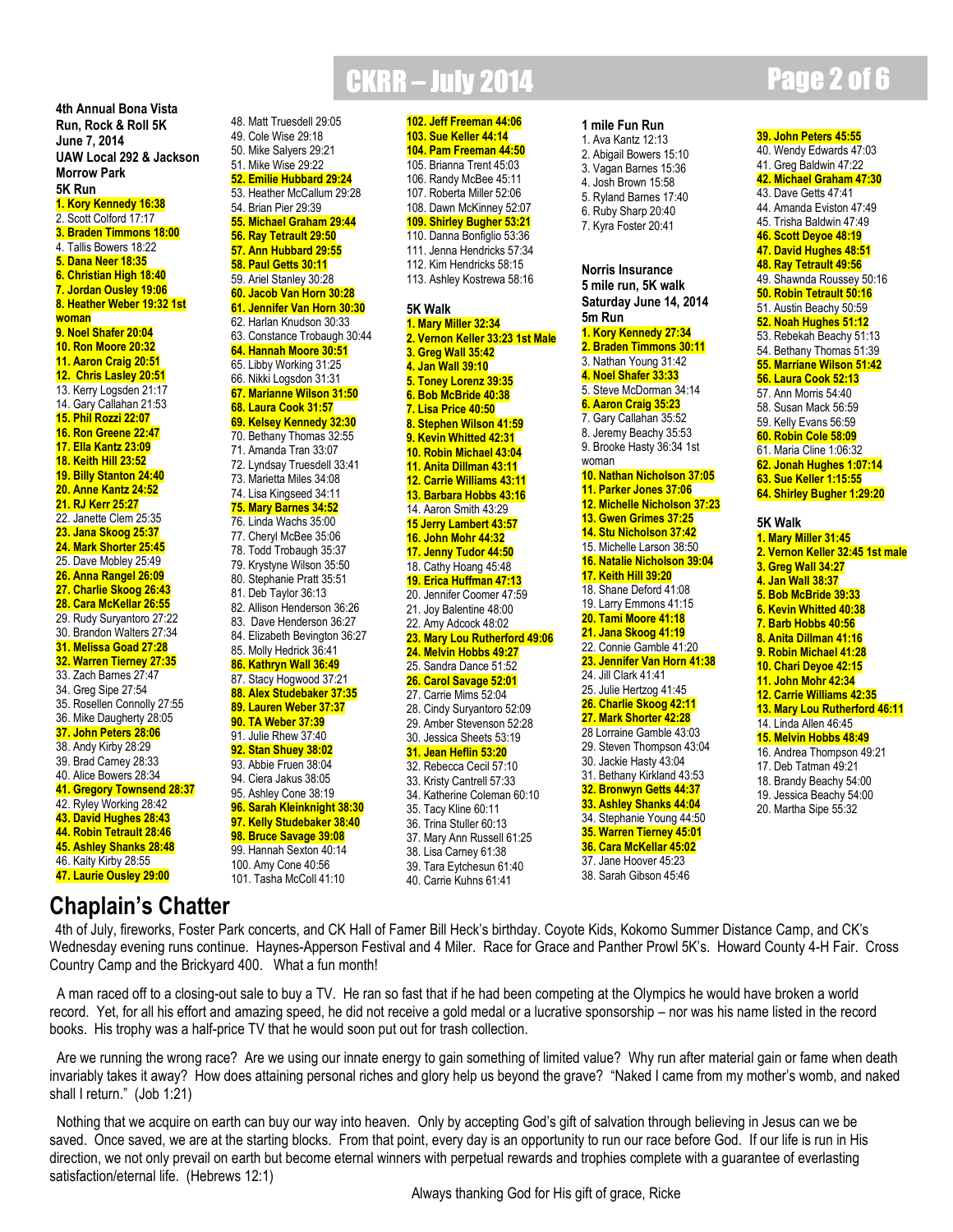**4th Annual Bona Vista Run, Rock & Roll 5K**
**June 7, 2014**
**UAW Local 292 & Jackson Morrow Park**

**5K Run**

1. Kory Kennedy 16:38
2. Scott Colford 17:17
3. Braden Timmons 18:00
4. Tallis Bowers 18:22
5. Dana Neer 18:35
6. Christian High 18:40
7. Jordan Ousley 19:06
8. Heather Weber 19:32 1st woman
9. Noel Shafer 20:04
10. Ron Moore 20:32
11. Aaron Craig 20:51
12. Chris Lasley 20:51
13. Kerry Logsden 21:17
14. Gary Callahan 21:53
15. Phil Rozzi 22:07
16. Ron Greene 22:47
17. Ella Kantz 23:09
18. Keith Hill 23:52
19. Billy Stanton 24:40
20. Anne Kantz 24:52
21. RJ Kerr 25:27
22. Janette Clem 25:35
23. Jana Skoog 25:37
24. Mark Shorter 25:45
25. Dave Mobley 25:49
26. Anna Rangel 26:09
27. Charlie Skoog 26:43
28. Cara McKellar 26:55
29. Rudy Suryantoro 27:22
30. Brandon Walters 27:34
31. Melissa Goad 27:28
32. Warren Tierney 27:35
33. Zach Barnes 27:47
34. Greg Sipe 27:54
35. Rosellen Connolly 27:55
36. Mike Daugherty 28:05
37. John Peters 28:06
38. Andy Kirby 28:29
39. Brad Carney 28:33
40. Alice Bowers 28:34
41. Gregory Townsend 28:37
42. Ryley Working 28:42
43. David Hughes 28:43
44. Robin Tetrault 28:46
45. Ashley Shanks 28:48
46. Kaity Kirby 28:55
47. Laurie Ousley 29:00
48. Matt Truesdell 29:05
49. Cole Wise 29:18
50. Mike Salyers 29:21
51. Mike Wise 29:22
52. Emilie Hubbard 29:24
53. Heather McCallum 29:28
54. Brian Pier 29:39
55. Michael Graham 29:44
56. Ray Tetrault 29:50
57. Ann Hubbard 29:55
58. Paul Getts 30:11
59. Ariel Stanley 30:28
60. Jacob Van Horn 30:28
61. Jennifer Van Horn 30:30
62. Harlan Knudson 30:33
63. Constance Trobaugh 30:44
64. Hannah Moore 30:51
65. Libby Working 31:25
66. Nikki Logsdon 31:31
67. Marianne Wilson 31:50
68. Laura Cook 31:57
69. Kelsey Kennedy 32:30
70. Bethany Thomas 32:55
71. Amanda Tran 33:07
72. Lyndsay Truesdell 33:41
73. Marietta Miles 34:08
74. Lisa Kingseed 34:11
75. Mary Barnes 34:52
76. Linda Wachs 35:00
77. Cheryl McBee 35:06
78. Todd Trobaugh 35:37
79. Krystyne Wilson 35:50
80. Stephanie Pratt 35:51
81. Deb Taylor 36:13
82. Allison Henderson 36:26
83. Dave Henderson 36:27
84. Elizabeth Bevington 36:27
85. Molly Hedrick 36:41
86. Kathryn Wall 36:49
87. Stacy Hogwood 37:21
88. Alex Studebaker 37:35
89. Lauren Weber 37:37
90. TA Weber 37:39
91. Julie Rhew 37:40
92. Stan Shuey 38:02
93. Abbie Fruen 38:04
94. Ciera Jakus 38:05
95. Ashley Cone 38:19
96. Sarah Kleinknight 38:30
97. Kelly Studebaker 38:40
98. Bruce Savage 39:08
99. Hannah Sexton 40:14
100. Amy Cone 40:56
101. Tasha McCall 41:10
102. Jeff Freeman 44:06
103. Sue Keller 44:14
104. Pam Freeman 44:50
105. Brianna Trent 45:03
106. Randy McBee 45:11
107. Roberta Miller 52:06
108. Dawn McKinney 52:07
109. Shirley Bugher 53:21
110. Danna Bonfiglio 53:36
111. Jenna Hendricks 57:34
112. Kim Hendricks 58:15
113. Ashley Kostrewa 58:16

**5K Walk**

1. Mary Miller 32:34
2. Vernon Keller 33:23 1st Male
3. Greg Wall 35:42
4. Jan Wall 39:10
5. Toney Lorenz 39:35
6. Bob McBride 40:38
7. Lisa Price 40:50
8. Stephen Wilson 41:59
9. Kevin Whitted 42:31
10. Robin Michael 43:04
11. Anita Dillman 43:11
12. Carrie Williams 43:11
13. Barbara Hobbs 43:16
14. Aaron Smith 43:29
15. Jerry Lambert 43:57
16. John Mohr 44:32
17. Jenny Tudor 44:50
18. Cathy Hoang 45:48
19. Erica Huffman 47:13
20. Jennifer Coomer 47:59
21. Joy Balentine 48:00
22. Amy Adcock 48:02
23. Mary Lou Rutherford 49:06
24. Melvin Hobbs 49:27
25. Sandra Dance 51:52
26. Carol Savage 52:01
27. Carrie Mims 52:04
28. Cindy Suryantoro 52:09
29. Amber Stevenson 52:28
30. Jessica Sheets 53:19
31. Jean Heflin 53:20
32. Rebecca Cecil 57:10
33. Kristy Cantrell 57:33
34. Katherine Coleman 60:10
35. Tacy Kline 60:11
36. Trina Stuller 60:13
37. Mary Ann Russell 61:25
38. Lisa Carney 61:38
39. Tara Eytchesun 61:40
40. Carrie Kuhns 61:41

**1 mile Fun Run**

1. Ava Kantz 12:13
2. Abigail Bowers 15:10
3. Vagan Barnes 15:36
4. Josh Brown 15:58
5. Ryland Barnes 17:40
6. Ruby Sharp 20:40
7. Kyra Foster 20:41

**Norris Insurance 5 mile run, 5K walk**
**Saturday June 14, 2014**

**5m Run**

1. Kory Kennedy 27:34
2. Braden Timmons 30:11
3. Nathan Young 31:42
4. Noel Shafer 33:33
5. Steve McDorman 34:14
6. Aaron Craig 35:23
7. Gary Callahan 35:52
8. Jeremy Beachy 35:53
9. Brooke Hasty 36:34 1st woman
10. Nathan Nicholson 37:05
11. Parker Jones 37:06
12. Michelle Nicholson 37:23
13. Gwen Grimes 37:25
14. Stu Nicholson 37:42
15. Michelle Larson 38:50
16. Natalie Nicholson 39:04
17. Keith Hill 39:20
18. Shane Deford 41:08
19. Larry Emmons 41:15
20. Tami Moore 41:18
21. Jana Skoog 41:19
22. Connie Gamble 41:20
23. Jennifer Van Horn 41:38
24. Jill Clark 41:41
25. Julie Hertzog 41:45
26. Charlie Skoog 42:11
27. Mark Shorter 42:28
28. Lorraine Gamble 43:03
29. Steven Thompson 43:04
30. Jackie Hasty 43:04
31. Bethany Kirkland 43:53
32. Bronwyn Getts 44:37
33. Ashley Shanks 44:04
34. Stephanie Young 44:50
35. Warren Tierney 45:01
36. Cara McKellar 45:02
37. Jane Hoover 45:23
38. Sarah Gibson 45:46
39. John Peters 45:55
40. Wendy Edwards 47:03
41. Greg Baldwin 47:22
42. Michael Graham 47:30
43. Dave Getts 47:41
44. Amanda Eviston 47:49
45. Trisha Baldwin 47:49
46. Scott Deyoe 48:19
47. David Hughes 48:51
48. Ray Tetrault 49:56
49. Shawnda Roussey 50:16
50. Robin Tetrault 50:16
51. Austin Beachy 50:59
52. Noah Hughes 51:12
53. Rebekah Beachy 51:13
54. Bethany Thomas 51:39
55. Marriane Wilson 51:42
56. Laura Cook 52:13
57. Ann Morris 54:40
58. Susan Mack 56:59
59. Kelly Evans 56:59
60. Robin Cole 58:09
61. Maria Cline 1:06:32
62. Jonah Hughes 1:07:14
63. Sue Keller 1:15:55
64. Shirley Bugher 1:29:20

**5K Walk**

1. Mary Miller 31:45
2. Vernon Keller 32:45 1st male
3. Greg Wall 34:27
4. Jan Wall 38:37
5. Bob McBride 39:33
6. Kevin Whitted 40:38
7. Barb Hobbs 40:56
8. Anita Dillman 41:16
9. Robin Michael 41:28
10. Chari Deyoe 42:15
11. John Mohr 42:34
12. Carrie Williams 42:35
13. Mary Lou Rutherford 46:11
14. Linda Allen 46:45
15. Melvin Hobbs 48:49
16. Andrea Thompson 49:21
17. Deb Tatman 49:21
18. Brandy Beachy 54:00
19. Jessica Beachy 54:00
20. Martha Sipe 55:32

## Chaplain's Chatter

4th of July, fireworks, Foster Park concerts, and CK Hall of Famer Bill Heck's birthday. Coyote Kids, Kokomo Summer Distance Camp, and CK's Wednesday evening runs continue. Haynes-Apperson Festival and 4 Miler. Race for Grace and Panther Prowl 5K's. Howard County 4-H Fair. Cross Country Camp and the Brickyard 400. What a fun month!

A man raced off to a closing-out sale to buy a TV. He ran so fast that if he had been competing at the Olympics he would have broken a world record. Yet, for all his effort and amazing speed, he did not receive a gold medal or a lucrative sponsorship – nor was his name listed in the record books. His trophy was a half-price TV that he would soon put out for trash collection.

Are we running the wrong race? Are we using our innate energy to gain something of limited value? Why run after material gain or fame when death invariably takes it away? How does attaining personal riches and glory help us beyond the grave? "Naked I came from my mother's womb, and naked shall I return." (Job 1:21)

Nothing that we acquire on earth can buy our way into heaven. Only by accepting God's gift of salvation through believing in Jesus can we be saved. Once saved, we are at the starting blocks. From that point, every day is an opportunity to run our race before God. If our life is run in His direction, we not only prevail on earth but become eternal winners with perpetual rewards and trophies complete with a guarantee of everlasting satisfaction/eternal life. (Hebrews 12:1)

Always thanking God for His gift of grace, Ricke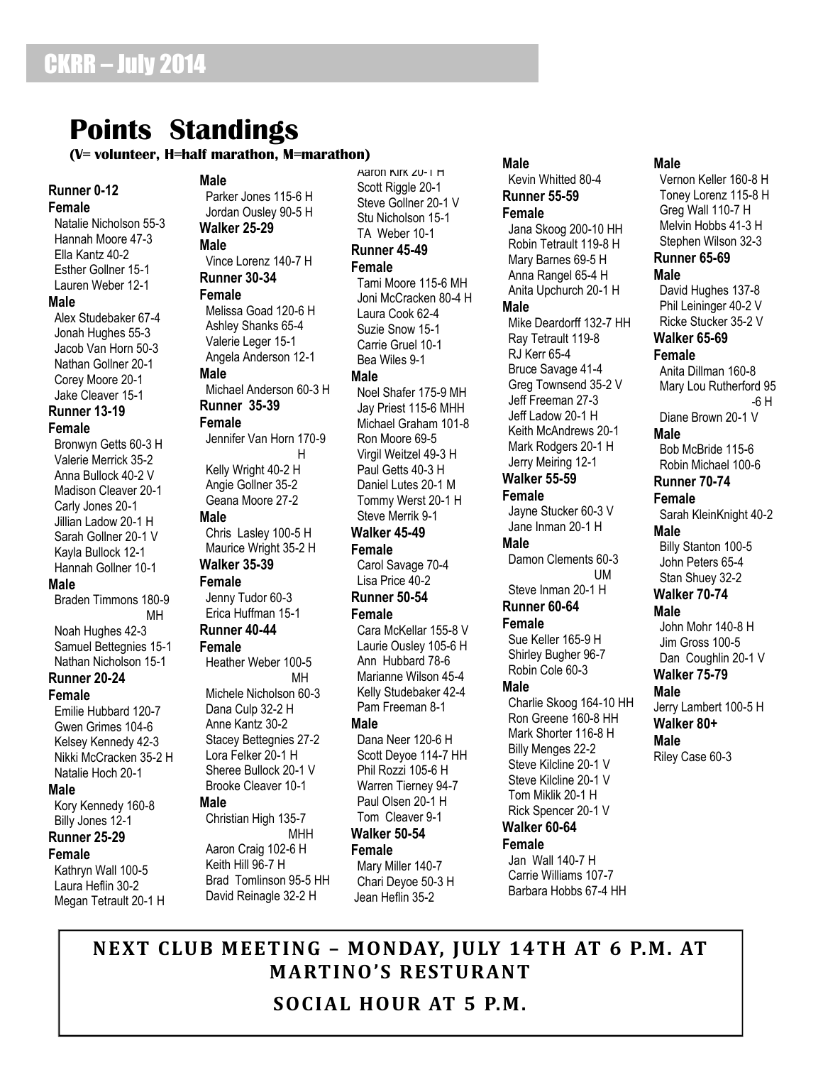## CKRR – July 2014

# Points Standings

**(V= volunteer, H=half marathon, M=marathon)**

### Runner 0-12

**Female**

- Natalie Nicholson 55-3
- Hannah Moore 47-3
- Ella Kantz 40-2
- Esther Gollner 15-1
- Lauren Weber 12-1

**Male**

- Alex Studebaker 67-4
- Jonah Hughes 55-3
- Jacob Van Horn 50-3
- Nathan Gollner 20-1
- Corey Moore 20-1
- Jake Cleaver 15-1

### Runner 13-19

**Female**

- Bronwyn Getts 60-3 H
- Valerie Merrick 35-2
- Anna Bullock 40-2 V
- Madison Cleaver 20-1
- Carly Jones 20-1
- Jillian Ladow 20-1 H
- Sarah Gollner 20-1 V
- Kayla Bullock 12-1
- Hannah Gollner 10-1

**Male**

- Braden Timmons 180-9 MH
- Noah Hughes 42-3
- Samuel Bettegnies 15-1
- Nathan Nicholson 15-1

### Runner 20-24

**Female**

- Emilie Hubbard 120-7
- Gwen Grimes 104-6
- Kelsey Kennedy 42-3
- Nikki McCracken 35-2 H
- Natalie Hoch 20-1

**Male**

- Kory Kennedy 160-8
- Billy Jones 12-1

### Runner 25-29

**Female**

- Kathryn Wall 100-5
- Laura Heflin 30-2
- Megan Tetrault 20-1 H

**Male**

- Parker Jones 115-6 H
- Jordan Ousley 90-5 H

### Walker 25-29

**Male**

- Vince Lorenz 140-7 H

### Runner 30-34

**Female**

- Melissa Goad 120-6 H
- Ashley Shanks 65-4
- Valerie Leger 15-1
- Angela Anderson 12-1

**Male**

- Michael Anderson 60-3 H

### Runner 35-39

**Female**

- Jennifer Van Horn 170-9 H
- Kelly Wright 40-2 H
- Angie Gollner 35-2
- Geana Moore 27-2

**Male**

- Chris Lasley 100-5 H
- Maurice Wright 35-2 H

### Walker 35-39

**Female**

- Jenny Tudor 60-3
- Erica Huffman 15-1

### Runner 40-44

**Female**

- Heather Weber 100-5 MH
- Michele Nicholson 60-3
- Dana Culp 32-2 H
- Anne Kantz 30-2
- Stacey Bettegnies 27-2
- Lora Felker 20-1 H
- Sheree Bullock 20-1 V
- Brooke Cleaver 10-1

**Male**

- Christian High 135-7 MHH
- Aaron Craig 102-6 H
- Keith Hill 96-7 H
- Brad Tomlinson 95-5 HH
- David Reinagle 32-2 H
- Aaron Kirk 20-1 H
- Scott Riggle 20-1
- Steve Gollner 20-1 V
- Stu Nicholson 15-1
- TA Weber 10-1

### Runner 45-49

**Female**

- Tami Moore 115-6 MH
- Joni McCracken 80-4 H
- Laura Cook 62-4
- Suzie Snow 15-1
- Carrie Gruel 10-1
- Bea Wiles 9-1

**Male**

- Noel Shafer 175-9 MH
- Jay Priest 115-6 MHH
- Michael Graham 101-8
- Ron Moore 69-5
- Virgil Weitzel 49-3 H
- Paul Getts 40-3 H
- Daniel Lutes 20-1 M
- Tommy Werst 20-1 H
- Steve Merrik 9-1

### Walker 45-49

**Female**

- Carol Savage 70-4
- Lisa Price 40-2

### Runner 50-54

**Female**

- Cara McKellar 155-8 V
- Laurie Ousley 105-6 H
- Ann Hubbard 78-6
- Marianne Wilson 45-4
- Kelly Studebaker 42-4
- Pam Freeman 8-1

**Male**

- Dana Neer 120-6 H
- Scott Deyoe 114-7 HH
- Phil Rozzi 105-6 H
- Warren Tierney 94-7
- Paul Olsen 20-1 H
- Tom Cleaver 9-1

### Walker 50-54

**Female**

- Mary Miller 140-7
- Chari Deyoe 50-3 H
- Jean Heflin 35-2

**Male**

- Kevin Whitted 80-4

### Runner 55-59

**Female**

- Jana Skoog 200-10 HH
- Robin Tetrault 119-8 H
- Mary Barnes 69-5 H
- Anna Rangel 65-4 H
- Anita Upchurch 20-1 H

**Male**

- Mike Deardorff 132-7 HH
- Ray Tetrault 119-8
- RJ Kerr 65-4
- Bruce Savage 41-4
- Greg Townsend 35-2 V
- Jeff Freeman 27-3
- Jeff Ladow 20-1 H
- Keith McAndrews 20-1
- Mark Rodgers 20-1 H
- Jerry Meiring 12-1

### Walker 55-59

**Female**

- Jayne Stucker 60-3 V
- Jane Inman 20-1 H

**Male**

- Damon Clements 60-3 UM
- Steve Inman 20-1 H

### Runner 60-64

**Female**

- Sue Keller 165-9 H
- Shirley Bugher 96-7
- Robin Cole 60-3

**Male**

- Charlie Skoog 164-10 HH
- Ron Greene 160-8 HH
- Mark Shorter 116-8 H
- Billy Menges 22-2
- Steve Kilcline 20-1 V
- Steve Kilcline 20-1 V
- Tom Miklik 20-1 H
- Rick Spencer 20-1 V

### Walker 60-64

**Female**

- Jan Wall 140-7 H
- Carrie Williams 107-7
- Barbara Hobbs 67-4 HH

**Male**

- Vernon Keller 160-8 H
- Toney Lorenz 115-8 H
- Greg Wall 110-7 H
- Melvin Hobbs 41-3 H
- Stephen Wilson 32-3

### Runner 65-69

**Male**

- David Hughes 137-8
- Phil Leininger 40-2 V
- Ricke Stucker 35-2 V

### Walker 65-69

**Female**

- Anita Dillman 160-8
- Mary Lou Rutherford 95-6 H
- Diane Brown 20-1 V

**Male**

- Bob McBride 115-6
- Robin Michael 100-6

### Runner 70-74

**Female**

- Sarah KleinKnight 40-2

**Male**

- Billy Stanton 100-5
- John Peters 65-4
- Stan Shuey 32-2

### Walker 70-74

**Male**

- John Mohr 140-8 H
- Jim Gross 100-5
- Dan Coughlin 20-1 V

### Walker 75-79

**Male**

- Jerry Lambert 100-5 H

### Walker 80+

**Male**

- Riley Case 60-3

---

**NEXT CLUB MEETING – MONDAY, JULY 14TH AT 6 P.M. AT MARTINO'S RESTURANT**

**SOCIAL HOUR AT 5 P.M.**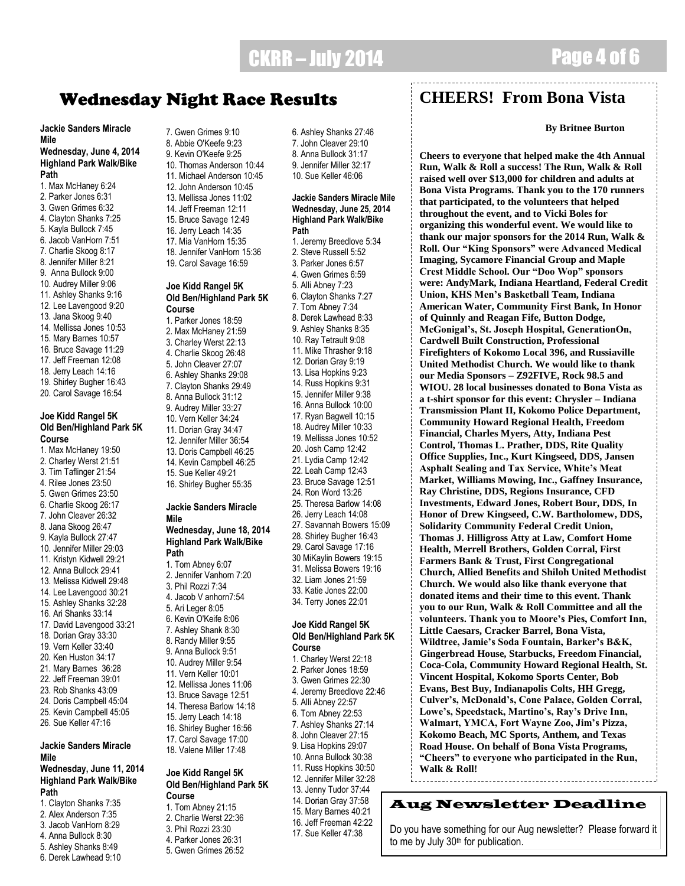## Wednesday Night Race Results

**Jackie Sanders Miracle Mile**
**Wednesday, June 4, 2014**
**Highland Park Walk/Bike Path**

1. Max McHaney 6:24
2. Parker Jones 6:31
3. Gwen Grimes 6:32
4. Clayton Shanks 7:25
5. Kayla Bullock 7:45
6. Jacob VanHorn 7:51
7. Charlie Skoog 8:17
8. Jennifer Miller 8:21
9. Anna Bullock 9:00
10. Audrey Miller 9:06
11. Ashley Shanks 9:16
12. Lee Lavengood 9:20
13. Jana Skoog 9:40
14. Mellissa Jones 10:53
15. Mary Barnes 10:57
16. Bruce Savage 11:29
17. Jeff Freeman 12:08
18. Jerry Leach 14:16
19. Shirley Bugher 16:43
20. Carol Savage 16:54

**Joe Kidd Rangel 5K**
**Old Ben/Highland Park 5K Course**

1. Max McHaney 19:50
2. Charley Werst 21:51
3. Tim Taflinger 21:54
4. Rilee Jones 23:50
5. Gwen Grimes 23:50
6. Charlie Skoog 26:17
7. John Cleaver 26:32
8. Jana Skoog 26:47
9. Kayla Bullock 27:47
10. Jennifer Miller 29:03
11. Kristyn Kidwell 29:21
12. Anna Bullock 29:41
13. Melissa Kidwell 29:48
14. Lee Lavengood 30:21
15. Ashley Shanks 32:28
16. Ari Shanks 33:14
17. David Lavengood 33:21
18. Dorian Gray 33:30
19. Vern Keller 33:40
20. Ken Huston 34:17
21. Mary Barnes 36:28
22. Jeff Freeman 39:01
23. Rob Shanks 43:09
24. Doris Campbell 45:04
25. Kevin Campbell 45:05
26. Sue Keller 47:16

**Jackie Sanders Miracle Mile**
**Wednesday, June 11, 2014**
**Highland Park Walk/Bike Path**

1. Clayton Shanks 7:35
2. Alex Anderson 7:35
3. Jacob VanHorn 8:29
4. Anna Bullock 8:30
5. Ashley Shanks 8:49
6. Derek Lawhead 9:10
7. Gwen Grimes 9:10
8. Abbie O'Keefe 9:23
9. Vern O'Keefe 9:25
10. Thomas Anderson 10:44
11. Michael Anderson 10:45
12. John Anderson 10:45
13. Mellissa Jones 11:02
14. Jeff Freeman 12:11
15. Bruce Savage 12:49
16. Jerry Leach 14:35
17. Mia VanHorn 15:35
18. Jennifer VanHorn 15:36
19. Carol Savage 16:59

**Joe Kidd Rangel 5K**
**Old Ben/Highland Park 5K Course**

1. Parker Jones 18:59
2. Max McHaney 21:59
3. Charley Werst 22:13
4. Charlie Skoog 26:48
5. John Cleaver 27:07
6. Ashley Shanks 29:08
7. Clayton Shanks 29:49
8. Anna Bullock 31:12
9. Audrey Miller 33:27
10. Vern Keller 34:24
11. Dorian Gray 34:47
12. Jennifer Miller 36:54
13. Doris Campbell 46:25
14. Kevin Campbell 46:25
15. Sue Keller 49:21
16. Shirley Bugher 55:35

**Jackie Sanders Miracle Mile**
**Wednesday, June 18, 2014**
**Highland Park Walk/Bike Path**

1. Tom Abney 6:07
2. Jennifer Vanhorn 7:20
3. Phil Rozzi 7:34
4. Jacob V anhorn7:54
5. Ari Leger 8:05
6. Kevin O'Keife 8:06
7. Ashley Shank 8:30
8. Randy Miller 9:55
9. Anna Bullock 9:51
10. Audrey Miller 9:54
11. Vern Keller 10:01
12. Mellissa Jones 11:06
13. Bruce Savage 12:51
14. Theresa Barlow 14:18
15. Jerry Leach 14:18
16. Shirley Bugher 16:56
17. Carol Savage 17:00
18. Valene Miller 17:48

**Joe Kidd Rangel 5K**
**Old Ben/Highland Park 5K Course**

1. Tom Abney 21:15
2. Charlie Werst 22:36
3. Phil Rozzi 23:30
4. Parker Jones 26:31
5. Gwen Grimes 26:52
6. Ashley Shanks 27:46
7. John Cleaver 29:10
8. Anna Bullock 31:17
9. Jennifer Miller 32:17
10. Sue Keller 46:06

**Jackie Sanders Miracle Mile**
**Wednesday, June 25, 2014**
**Highland Park Walk/Bike Path**

1. Jeremy Breedlove 5:34
2. Steve Russell 5:52
3. Parker Jones 6:57
4. Gwen Grimes 6:59
5. Alli Abney 7:23
6. Clayton Shanks 7:27
7. Tom Abney 7:34
8. Derek Lawhead 8:33
9. Ashley Shanks 8:35
10. Ray Tetrault 9:08
11. Mike Thrasher 9:18
12. Dorian Gray 9:19
13. Lisa Hopkins 9:23
14. Russ Hopkins 9:31
15. Jennifer Miller 9:38
16. Anna Bullock 10:00
17. Ryan Bagwell 10:15
18. Audrey Miller 10:33
19. Mellissa Jones 10:52
20. Josh Camp 12:42
21. Lydia Camp 12:42
22. Leah Camp 12:43
23. Bruce Savage 12:51
24. Ron Word 13:26
25. Theresa Barlow 14:08
26. Jerry Leach 14:08
27. Savannah Bowers 15:09
28. Shirley Bugher 16:43
29. Carol Savage 17:16
30. MiKaylin Bowers 19:15
31. Melissa Bowers 19:16
32. Liam Jones 21:59
33. Katie Jones 22:00
34. Terry Jones 22:01

**Joe Kidd Rangel 5K**
**Old Ben/Highland Park 5K Course**

1. Charley Werst 22:18
2. Parker Jones 18:59
3. Gwen Grimes 22:30
4. Jeremy Breedlove 22:46
5. Alli Abney 22:57
6. Tom Abney 22:53
7. Ashley Shanks 27:14
8. John Cleaver 27:15
9. Lisa Hopkins 29:07
10. Anna Bullock 30:38
11. Russ Hopkins 30:50
12. Jennifer Miller 32:28
13. Jenny Tudor 37:44
14. Dorian Gray 37:58
15. Mary Barnes 40:21
16. Jeff Freeman 42:22
17. Sue Keller 47:38

## CHEERS! From Bona Vista

**By Britnee Burton**

**Cheers to everyone that helped make the 4th Annual Run, Walk & Roll a success! The Run, Walk & Roll raised well over $13,000 for children and adults at Bona Vista Programs. Thank you to the 170 runners that participated, to the volunteers that helped throughout the event, and to Vicki Boles for organizing this wonderful event. We would like to thank our major sponsors for the 2014 Run, Walk & Roll. Our "King Sponsors" were Advanced Medical Imaging, Sycamore Financial Group and Maple Crest Middle School. Our "Doo Wop" sponsors were: AndyMark, Indiana Heartland, Federal Credit Union, KHS Men's Basketball Team, Indiana American Water, Community First Bank, In Honor of Quinnly and Reagan Fife, Button Dodge, McGonigal's, St. Joseph Hospital, GenerationOn, Cardwell Built Construction, Professional Firefighters of Kokomo Local 396, and Russiaville United Methodist Church. We would like to thank our Media Sponsors – Z92FIVE, Rock 98.5 and WIOU. 28 local businesses donated to Bona Vista as a t-shirt sponsor for this event: Chrysler – Indiana Transmission Plant II, Kokomo Police Department, Community Howard Regional Health, Freedom Financial, Charles Myers, Atty, Indiana Pest Control, Thomas L. Prather, DDS, Rite Quality Office Supplies, Inc., Kurt Kingseed, DDS, Jansen Asphalt Sealing and Tax Service, White's Meat Market, Williams Mowing, Inc., Gaffney Insurance, Ray Christine, DDS, Regions Insurance, CFD Investments, Edward Jones, Robert Bour, DDS, In Honor of Drew Kingseed, C.W. Bartholomew, DDS, Solidarity Community Federal Credit Union, Thomas J. Hilligross Atty at Law, Comfort Home Health, Merrell Brothers, Golden Corral, First Farmers Bank & Trust, First Congregational Church, Allied Benefits and Shiloh United Methodist Church. We would also like thank everyone that donated items and their time to this event. Thank you to our Run, Walk & Roll Committee and all the volunteers. Thank you to Moore's Pies, Comfort Inn, Little Caesars, Cracker Barrel, Bona Vista, Wildtree, Jamie's Soda Fountain, Barker's B&K, Gingerbread House, Starbucks, Freedom Financial, Coca-Cola, Community Howard Regional Health, St. Vincent Hospital, Kokomo Sports Center, Bob Evans, Best Buy, Indianapolis Colts, HH Gregg, Culver's, McDonald's, Cone Palace, Golden Corral, Lowe's, Speedstack, Martino's, Ray's Drive Inn, Walmart, YMCA, Fort Wayne Zoo, Jim's Pizza, Kokomo Beach, MC Sports, Anthem, and Texas Road House. On behalf of Bona Vista Programs, "Cheers" to everyone who participated in the Run, Walk & Roll!**

## Aug Newsletter Deadline

Do you have something for our Aug newsletter? Please forward it to me by July 30th for publication.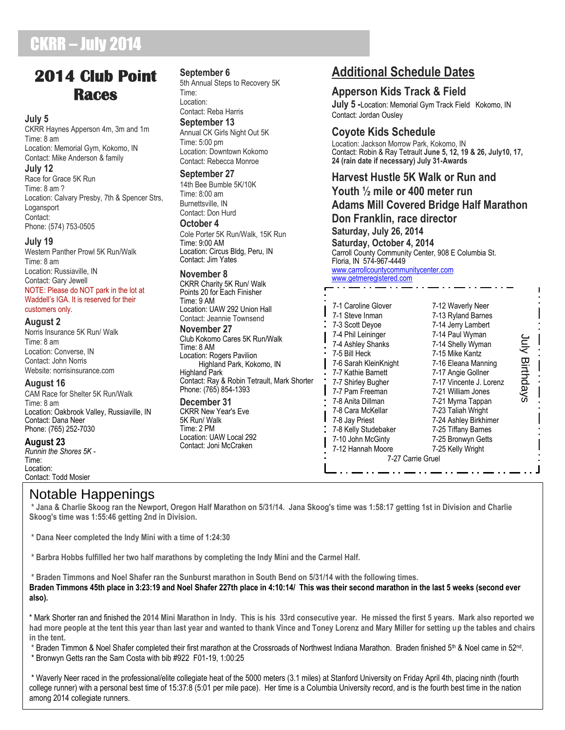# CKRR – July 2014

## 2014 Club Point Races

**July 5**
CKRR Haynes Apperson 4m, 3m and 1m
Time: 8 am
Location: Memorial Gym, Kokomo, IN
Contact: Mike Anderson & family

**July 12**
Race for Grace 5K Run
Time: 8 am ?
Location: Calvary Presby, 7th & Spencer Strs, Logansport
Contact:
Phone: (574) 753-0505

**July 19**
Western Panther Prowl 5K Run/Walk
Time: 8 am
Location: Russiaville, IN
Contact: Gary Jewell
NOTE: Please do NOT park in the lot at Waddell's IGA. It is reserved for their customers only.

**August 2**
Norris Insurance 5K Run/ Walk
Time: 8 am
Location: Converse, IN
Contact: John Norris
Website: norrisinsurance.com

**August 16**
CAM Race for Shelter 5K Run/Walk
Time: 8 am
Location: Oakbrook Valley, Russiaville, IN
Contact: Dana Neer
Phone: (765) 252-7030

**August 23**
*Runnin the Shores 5K -*
Time:
Location:
Contact: Todd Mosier

**September 6**
5th Annual Steps to Recovery 5K
Time:
Location:
Contact: Reba Harris

**September 13**
Annual CK Girls Night Out 5K
Time: 5:00 pm
Location: Downtown Kokomo
Contact: Rebecca Monroe

**September 27**
14th Bee Bumble 5K/10K
Time: 8:00 am
Burnettsville, IN
Contact: Don Hurd

**October 4**
Cole Porter 5K Run/Walk, 15K Run
Time: 9:00 AM
Location: Circus Bldg, Peru, IN
Contact: Jim Yates

**November 8**
CKRR Charity 5K Run/ Walk
Points 20 for Each Finisher
Time: 9 AM
Location: UAW 292 Union Hall
Contact: Jeannie Townsend

**November 27**
Club Kokomo Cares 5K Run/Walk
Time: 8 AM
Location: Rogers Pavilion
Highland Park, Kokomo, IN
Highland Park
Contact: Ray & Robin Tetrault, Mark Shorter
Phone: (765) 854-1393

**December 31**
CKRR New Year's Eve
5K Run/ Walk
Time: 2 PM
Location: UAW Local 292
Contact: Joni McCraken

## Additional Schedule Dates

### Apperson Kids Track & Field

**July 5 -**Location: Memorial Gym Track Field Kokomo, IN
Contact: Jordan Ousley

### Coyote Kids Schedule

Location: Jackson Morrow Park, Kokomo, IN
Contact: Robin & Ray Tetrault **June 5, 12, 19 & 26, July10, 17, 24 (rain date if necessary) July 31-Awards**

### Harvest Hustle 5K Walk or Run and Youth ½ mile or 400 meter run

### Adams Mill Covered Bridge Half Marathon

### Don Franklin, race director

**Saturday, July 26, 2014**
**Saturday, October 4, 2014**
Carroll County Community Center, 908 E Columbia St.
Floria, IN 574-967-4449
www.carrollcountycommunitycenter.com
www.getmeregistered.com

### July Birthdays

7-1 Caroline Glover
7-1 Steve Inman
7-3 Scott Deyoe
7-4 Phil Leininger
7-4 Ashley Shanks
7-5 Bill Heck
7-6 Sarah KleinKnight
7-7 Kathie Barnett
7-7 Shirley Bugher
7-7 Pam Freeman
7-8 Anita Dillman
7-8 Cara McKellar
7-8 Jay Priest
7-8 Kelly Studebaker
7-10 John McGinty
7-12 Hannah Moore
7-12 Waverly Neer
7-13 Ryland Barnes
7-14 Jerry Lambert
7-14 Paul Wyman
7-14 Shelly Wyman
7-15 Mike Kantz
7-16 Eleana Manning
7-17 Angie Gollner
7-17 Vincente J. Lorenz
7-21 William Jones
7-21 Myrna Tappan
7-23 Taliah Wright
7-24 Ashley Birkhimer
7-25 Tiffany Barnes
7-25 Bronwyn Getts
7-25 Kelly Wright
7-27 Carrie Gruel

## Notable Happenings

**\* Jana & Charlie Skoog ran the Newport, Oregon Half Marathon on 5/31/14. Jana Skoog's time was 1:58:17 getting 1st in Division and Charlie Skoog's time was 1:55:46 getting 2nd in Division.**

**\* Dana Neer completed the Indy Mini with a time of 1:24:30**

**\* Barbra Hobbs fulfilled her two half marathons by completing the Indy Mini and the Carmel Half.**

**\* Braden Timmons and Noel Shafer ran the Sunburst marathon in South Bend on 5/31/14 with the following times.**
**Braden Timmons 45th place in 3:23:19 and Noel Shafer 227th place in 4:10:14/ This was their second marathon in the last 5 weeks (second ever also).**

\* Mark Shorter ran and finished the **2014 Mini Marathon in Indy. This is his 33rd consecutive year. He missed the first 5 years. Mark also reported we had more people at the tent this year than last year and wanted to thank Vince and Toney Lorenz and Mary Miller for setting up the tables and chairs in the tent.**

\* Braden Timmon & Noel Shafer completed their first marathon at the Crossroads of Northwest Indiana Marathon. Braden finished 5th & Noel came in 52nd.

\* Bronwyn Getts ran the Sam Costa with bib #922 F01-19, 1:00:25

\* Waverly Neer raced in the professional/elite collegiate heat of the 5000 meters (3.1 miles) at Stanford University on Friday April 4th, placing ninth (fourth college runner) with a personal best time of 15:37:8 (5:01 per mile pace). Her time is a Columbia University record, and is the fourth best time in the nation among 2014 collegiate runners.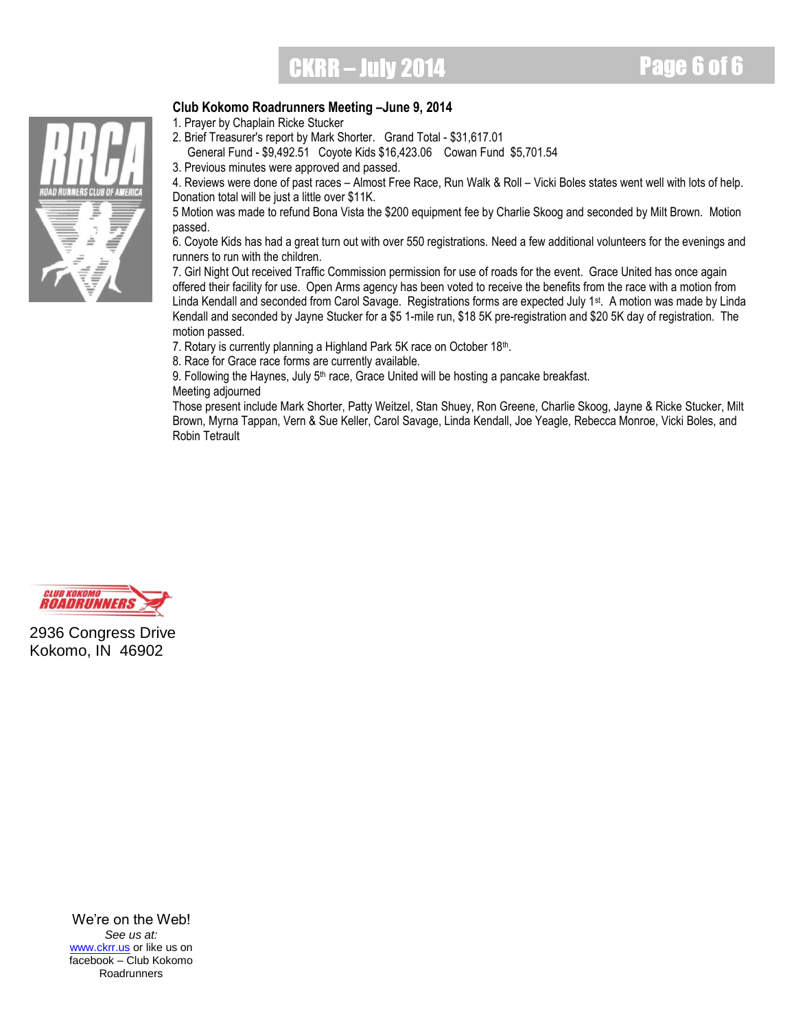**Club Kokomo Roadrunners Meeting –June 9, 2014**

1. Prayer by Chaplain Ricke Stucker
2. Brief Treasurer's report by Mark Shorter. Grand Total - $31,617.01
   General Fund - $9,492.51 Coyote Kids $16,423.06 Cowan Fund $5,701.54
3. Previous minutes were approved and passed.
4. Reviews were done of past races – Almost Free Race, Run Walk & Roll – Vicki Boles states went well with lots of help. Donation total will be just a little over $11K.

5 Motion was made to refund Bona Vista the $200 equipment fee by Charlie Skoog and seconded by Milt Brown. Motion passed.

6. Coyote Kids has had a great turn out with over 550 registrations. Need a few additional volunteers for the evenings and runners to run with the children.

7. Girl Night Out received Traffic Commission permission for use of roads for the event. Grace United has once again offered their facility for use. Open Arms agency has been voted to receive the benefits from the race with a motion from Linda Kendall and seconded from Carol Savage. Registrations forms are expected July 1st. A motion was made by Linda Kendall and seconded by Jayne Stucker for a $5 1-mile run, $18 5K pre-registration and $20 5K day of registration. The motion passed.

7. Rotary is currently planning a Highland Park 5K race on October 18th.

8. Race for Grace race forms are currently available.

9. Following the Haynes, July 5th race, Grace United will be hosting a pancake breakfast.

Meeting adjourned

Those present include Mark Shorter, Patty Weitzel, Stan Shuey, Ron Greene, Charlie Skoog, Jayne & Ricke Stucker, Milt Brown, Myrna Tappan, Vern & Sue Keller, Carol Savage, Linda Kendall, Joe Yeagle, Rebecca Monroe, Vicki Boles, and Robin Tetrault

2936 Congress Drive
Kokomo, IN 46902

We're on the Web!

*See us at:*
www.ckrr.us or like us on facebook – Club Kokomo Roadrunners